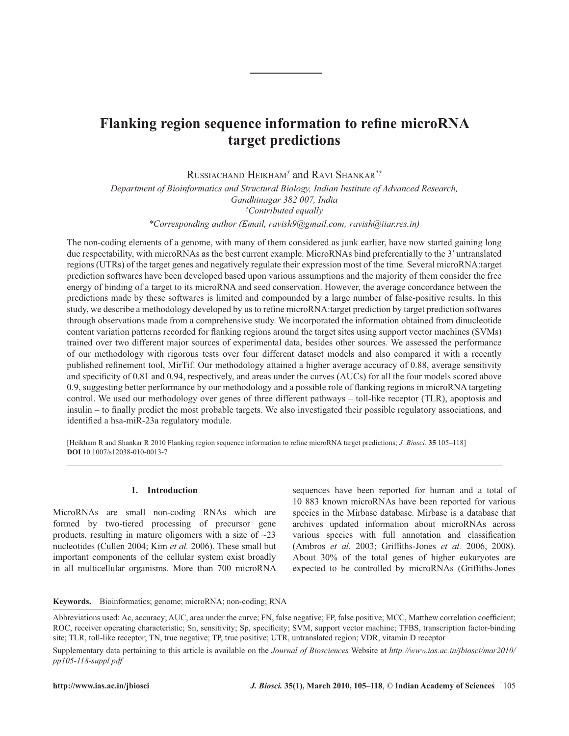# Flanking region sequence information to refine microRNA target predictions

Russiachand Heikham[†] and Ravi Shankar[*†]

*Department of Bioinformatics and Structural Biology, Indian Institute of Advanced Research, Gandhinagar 382 007, India*

*[†]Contributed equally*

*\*Corresponding author (Email, ravish9@gmail.com; ravish@iiar.res.in)*

The non-coding elements of a genome, with many of them considered as junk earlier, have now started gaining long due respectability, with microRNAs as the best current example. MicroRNAs bind preferentially to the 3′ untranslated regions (UTRs) of the target genes and negatively regulate their expression most of the time. Several microRNA:target prediction softwares have been developed based upon various assumptions and the majority of them consider the free energy of binding of a target to its microRNA and seed conservation. However, the average concordance between the predictions made by these softwares is limited and compounded by a large number of false-positive results. In this study, we describe a methodology developed by us to refine microRNA:target prediction by target prediction softwares through observations made from a comprehensive study. We incorporated the information obtained from dinucleotide content variation patterns recorded for flanking regions around the target sites using support vector machines (SVMs) trained over two different major sources of experimental data, besides other sources. We assessed the performance of our methodology with rigorous tests over four different dataset models and also compared it with a recently published refinement tool, MirTif. Our methodology attained a higher average accuracy of 0.88, average sensitivity and specificity of 0.81 and 0.94, respectively, and areas under the curves (AUCs) for all the four models scored above 0.9, suggesting better performance by our methodology and a possible role of flanking regions in microRNA targeting control. We used our methodology over genes of three different pathways – toll-like receptor (TLR), apoptosis and insulin – to finally predict the most probable targets. We also investigated their possible regulatory associations, and identified a hsa-miR-23a regulatory module.

[Heikham R and Shankar R 2010 Flanking region sequence information to refine microRNA target predictions; *J. Biosci.* **35** 105–118]
**DOI** 10.1007/s12038-010-0013-7

## 1. Introduction

MicroRNAs are small non-coding RNAs which are formed by two-tiered processing of precursor gene products, resulting in mature oligomers with a size of ~23 nucleotides (Cullen 2004; Kim *et al.* 2006). These small but important components of the cellular system exist broadly in all multicellular organisms. More than 700 microRNA sequences have been reported for human and a total of 10 883 known microRNAs have been reported for various species in the Mirbase database. Mirbase is a database that archives updated information about microRNAs across various species with full annotation and classification (Ambros *et al.* 2003; Griffiths-Jones *et al.* 2006, 2008). About 30% of the total genes of higher eukaryotes are expected to be controlled by microRNAs (Griffiths-Jones

**Keywords.** Bioinformatics; genome; microRNA; non-coding; RNA

Abbreviations used: Ac, accuracy; AUC, area under the curve; FN, false negative; FP, false positive; MCC, Matthew correlation coefficient; ROC, receiver operating characteristic; Sn, sensitivity; Sp, specificity; SVM, support vector machine; TFBS, transcription factor-binding site; TLR, toll-like receptor; TN, true negative; TP, true positive; UTR, untranslated region; VDR, vitamin D receptor

Supplementary data pertaining to this article is available on the *Journal of Biosciences* Website at *http://www.ias.ac.in/jbiosci/mar2010/pp105-118-suppl.pdf*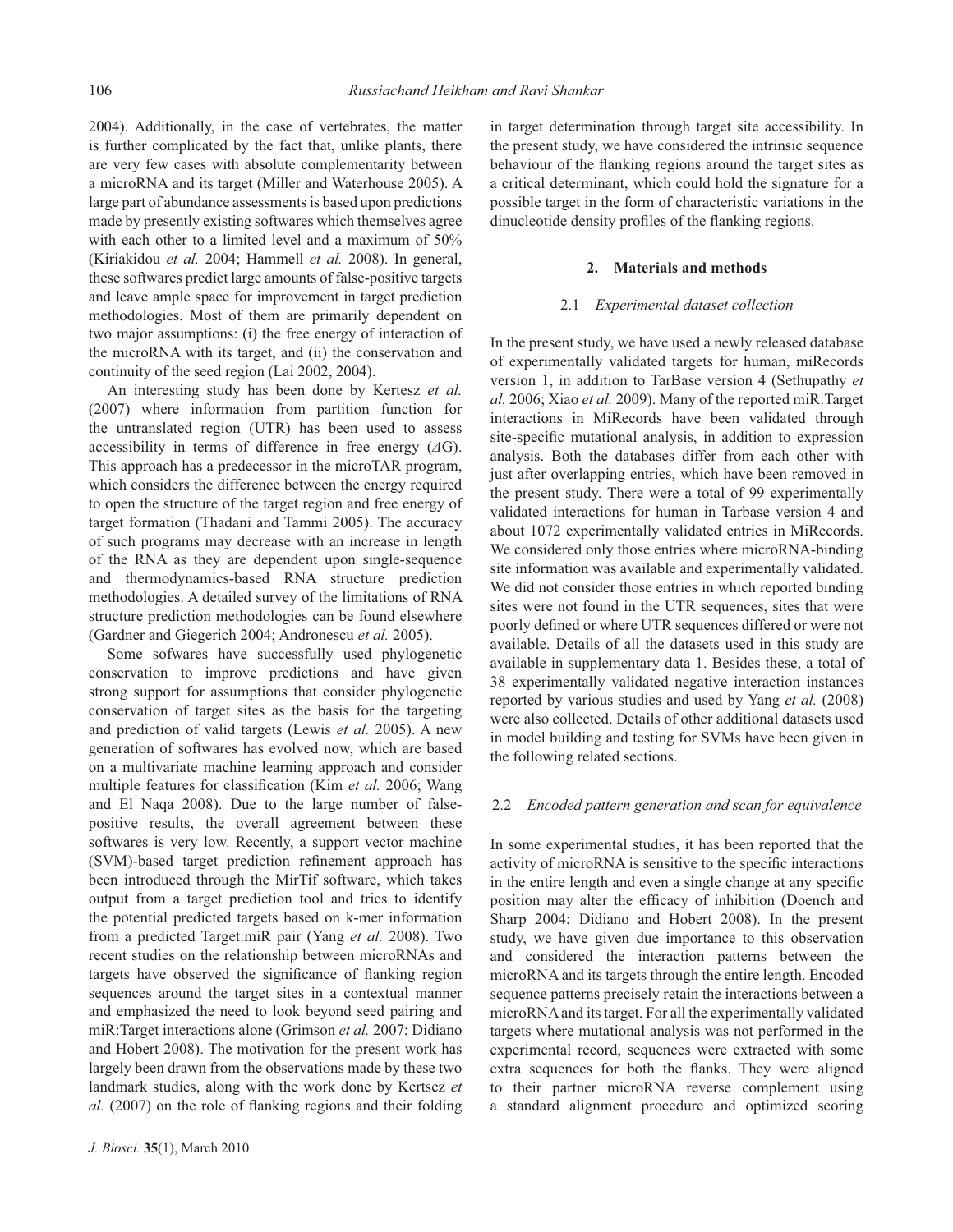2004). Additionally, in the case of vertebrates, the matter is further complicated by the fact that, unlike plants, there are very few cases with absolute complementarity between a microRNA and its target (Miller and Waterhouse 2005). A large part of abundance assessments is based upon predictions made by presently existing softwares which themselves agree with each other to a limited level and a maximum of 50% (Kiriakidou *et al.* 2004; Hammell *et al.* 2008). In general, these softwares predict large amounts of false-positive targets and leave ample space for improvement in target prediction methodologies. Most of them are primarily dependent on two major assumptions: (i) the free energy of interaction of the microRNA with its target, and (ii) the conservation and continuity of the seed region (Lai 2002, 2004).

An interesting study has been done by Kertesz *et al.* (2007) where information from partition function for the untranslated region (UTR) has been used to assess accessibility in terms of difference in free energy ($\Delta$G). This approach has a predecessor in the microTAR program, which considers the difference between the energy required to open the structure of the target region and free energy of target formation (Thadani and Tammi 2005). The accuracy of such programs may decrease with an increase in length of the RNA as they are dependent upon single-sequence and thermodynamics-based RNA structure prediction methodologies. A detailed survey of the limitations of RNA structure prediction methodologies can be found elsewhere (Gardner and Giegerich 2004; Andronescu *et al.* 2005).

Some sofwares have successfully used phylogenetic conservation to improve predictions and have given strong support for assumptions that consider phylogenetic conservation of target sites as the basis for the targeting and prediction of valid targets (Lewis *et al.* 2005). A new generation of softwares has evolved now, which are based on a multivariate machine learning approach and consider multiple features for classification (Kim *et al.* 2006; Wang and El Naqa 2008). Due to the large number of false-positive results, the overall agreement between these softwares is very low. Recently, a support vector machine (SVM)-based target prediction refinement approach has been introduced through the MirTif software, which takes output from a target prediction tool and tries to identify the potential predicted targets based on k-mer information from a predicted Target:miR pair (Yang *et al.* 2008). Two recent studies on the relationship between microRNAs and targets have observed the significance of flanking region sequences around the target sites in a contextual manner and emphasized the need to look beyond seed pairing and miR:Target interactions alone (Grimson *et al.* 2007; Didiano and Hobert 2008). The motivation for the present work has largely been drawn from the observations made by these two landmark studies, along with the work done by Kertsez *et al.* (2007) on the role of flanking regions and their folding in target determination through target site accessibility. In the present study, we have considered the intrinsic sequence behaviour of the flanking regions around the target sites as a critical determinant, which could hold the signature for a possible target in the form of characteristic variations in the dinucleotide density profiles of the flanking regions.

## 2. Materials and methods

### 2.1 *Experimental dataset collection*

In the present study, we have used a newly released database of experimentally validated targets for human, miRecords version 1, in addition to TarBase version 4 (Sethupathy *et al.* 2006; Xiao *et al.* 2009). Many of the reported miR:Target interactions in MiRecords have been validated through site-specific mutational analysis, in addition to expression analysis. Both the databases differ from each other with just after overlapping entries, which have been removed in the present study. There were a total of 99 experimentally validated interactions for human in Tarbase version 4 and about 1072 experimentally validated entries in MiRecords. We considered only those entries where microRNA-binding site information was available and experimentally validated. We did not consider those entries in which reported binding sites were not found in the UTR sequences, sites that were poorly defined or where UTR sequences differed or were not available. Details of all the datasets used in this study are available in supplementary data 1. Besides these, a total of 38 experimentally validated negative interaction instances reported by various studies and used by Yang *et al.* (2008) were also collected. Details of other additional datasets used in model building and testing for SVMs have been given in the following related sections.

### 2.2 *Encoded pattern generation and scan for equivalence*

In some experimental studies, it has been reported that the activity of microRNA is sensitive to the specific interactions in the entire length and even a single change at any specific position may alter the efficacy of inhibition (Doench and Sharp 2004; Didiano and Hobert 2008). In the present study, we have given due importance to this observation and considered the interaction patterns between the microRNA and its targets through the entire length. Encoded sequence patterns precisely retain the interactions between a microRNA and its target. For all the experimentally validated targets where mutational analysis was not performed in the experimental record, sequences were extracted with some extra sequences for both the flanks. They were aligned to their partner microRNA reverse complement using a standard alignment procedure and optimized scoring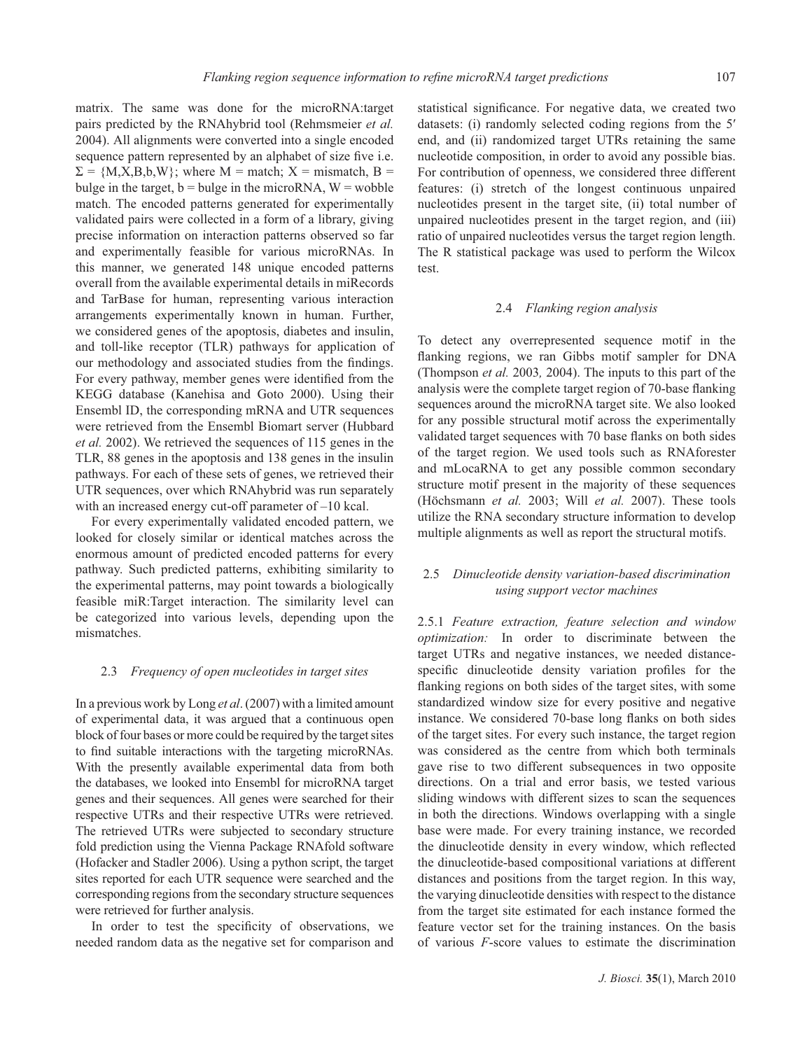matrix. The same was done for the microRNA:target pairs predicted by the RNAhybrid tool (Rehmsmeier *et al.* 2004). All alignments were converted into a single encoded sequence pattern represented by an alphabet of size five i.e. $\Sigma = \{M,X,B,b,W\}$; where M = match; X = mismatch, B = bulge in the target, b = bulge in the microRNA, W = wobble match. The encoded patterns generated for experimentally validated pairs were collected in a form of a library, giving precise information on interaction patterns observed so far and experimentally feasible for various microRNAs. In this manner, we generated 148 unique encoded patterns overall from the available experimental details in miRecords and TarBase for human, representing various interaction arrangements experimentally known in human. Further, we considered genes of the apoptosis, diabetes and insulin, and toll-like receptor (TLR) pathways for application of our methodology and associated studies from the findings. For every pathway, member genes were identified from the KEGG database (Kanehisa and Goto 2000). Using their Ensembl ID, the corresponding mRNA and UTR sequences were retrieved from the Ensembl Biomart server (Hubbard *et al.* 2002). We retrieved the sequences of 115 genes in the TLR, 88 genes in the apoptosis and 138 genes in the insulin pathways. For each of these sets of genes, we retrieved their UTR sequences, over which RNAhybrid was run separately with an increased energy cut-off parameter of –10 kcal.

For every experimentally validated encoded pattern, we looked for closely similar or identical matches across the enormous amount of predicted encoded patterns for every pathway. Such predicted patterns, exhibiting similarity to the experimental patterns, may point towards a biologically feasible miR:Target interaction. The similarity level can be categorized into various levels, depending upon the mismatches.

### 2.3 *Frequency of open nucleotides in target sites*

In a previous work by Long *et al*. (2007) with a limited amount of experimental data, it was argued that a continuous open block of four bases or more could be required by the target sites to find suitable interactions with the targeting microRNAs. With the presently available experimental data from both the databases, we looked into Ensembl for microRNA target genes and their sequences. All genes were searched for their respective UTRs and their respective UTRs were retrieved. The retrieved UTRs were subjected to secondary structure fold prediction using the Vienna Package RNAfold software (Hofacker and Stadler 2006). Using a python script, the target sites reported for each UTR sequence were searched and the corresponding regions from the secondary structure sequences were retrieved for further analysis.

In order to test the specificity of observations, we needed random data as the negative set for comparison and statistical significance. For negative data, we created two datasets: (i) randomly selected coding regions from the 5′ end, and (ii) randomized target UTRs retaining the same nucleotide composition, in order to avoid any possible bias. For contribution of openness, we considered three different features: (i) stretch of the longest continuous unpaired nucleotides present in the target site, (ii) total number of unpaired nucleotides present in the target region, and (iii) ratio of unpaired nucleotides versus the target region length. The R statistical package was used to perform the Wilcox test.

### 2.4 *Flanking region analysis*

To detect any overrepresented sequence motif in the flanking regions, we ran Gibbs motif sampler for DNA (Thompson *et al.* 2003*,* 2004). The inputs to this part of the analysis were the complete target region of 70-base flanking sequences around the microRNA target site. We also looked for any possible structural motif across the experimentally validated target sequences with 70 base flanks on both sides of the target region. We used tools such as RNAforester and mLocaRNA to get any possible common secondary structure motif present in the majority of these sequences (Höchsmann *et al.* 2003; Will *et al.* 2007). These tools utilize the RNA secondary structure information to develop multiple alignments as well as report the structural motifs.

### 2.5 *Dinucleotide density variation-based discrimination using support vector machines*

2.5.1 *Feature extraction, feature selection and window optimization:* In order to discriminate between the target UTRs and negative instances, we needed distance-specific dinucleotide density variation profiles for the flanking regions on both sides of the target sites, with some standardized window size for every positive and negative instance. We considered 70-base long flanks on both sides of the target sites. For every such instance, the target region was considered as the centre from which both terminals gave rise to two different subsequences in two opposite directions. On a trial and error basis, we tested various sliding windows with different sizes to scan the sequences in both the directions. Windows overlapping with a single base were made. For every training instance, we recorded the dinucleotide density in every window, which reflected the dinucleotide-based compositional variations at different distances and positions from the target region. In this way, the varying dinucleotide densities with respect to the distance from the target site estimated for each instance formed the feature vector set for the training instances. On the basis of various *F*-score values to estimate the discrimination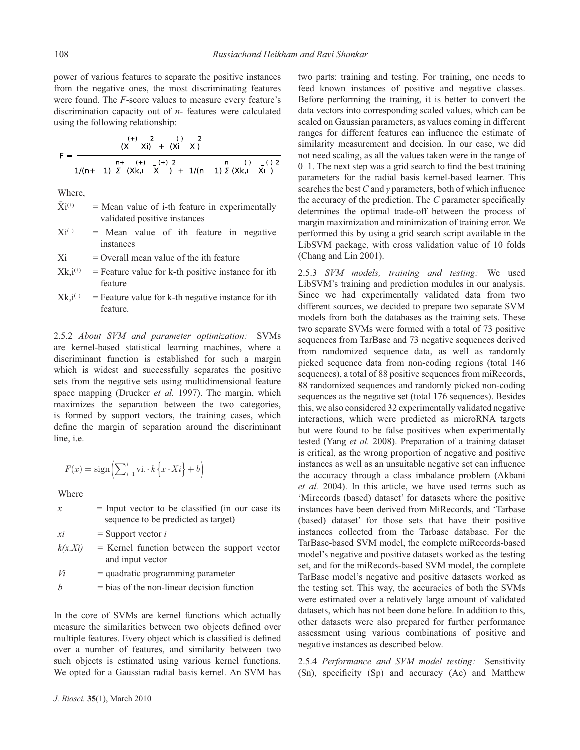power of various features to separate the positive instances from the negative ones, the most discriminating features were found. The *F*-score values to measure every feature's discrimination capacity out of *n*- features were calculated using the following relationship:

$$F = \frac{(\bar{X}_i^{(+)} - \bar{X}_i)^2 + (\bar{X}_i^{(-)} - \bar{X}_i)^2}{1/(n_+ - 1)\sum^{n_+}(X_{k,i}^{(+)} - \bar{X}_i^{(+)})^2 + 1/(n_- - 1)\sum^{n_-}(X_{k,i}^{(-)} - \bar{X}_i^{(-)})^2}$$

Where,

- $\bar{X}_i^{(+)}$ = Mean value of i-th feature in experimentally validated positive instances
- $\bar{X}_i^{(-)}$ = Mean value of ith feature in negative instances
- $X_i$ = Overall mean value of the ith feature
- $X_{k,i}^{(+)}$ = Feature value for k-th positive instance for ith feature
- $X_{k,i}^{(-)}$ = Feature value for k-th negative instance for ith feature.

2.5.2 *About SVM and parameter optimization:* SVMs are kernel-based statistical learning machines, where a discriminant function is established for such a margin which is widest and successfully separates the positive sets from the negative sets using multidimensional feature space mapping (Drucker *et al.* 1997). The margin, which maximizes the separation between the two categories, is formed by support vectors, the training cases, which define the margin of separation around the discriminant line, i.e.

$$F(x) = \text{sign}\left(\sum_{i=1}^{i} \text{vi} \cdot k\left\{x \cdot Xi\right\} + b\right)$$

Where

- $x$ = Input vector to be classified (in our case its sequence to be predicted as target)
- $xi$ = Support vector $i$
- $k(x.Xi)$ = Kernel function between the support vector and input vector
- $Vi$ = quadratic programming parameter
- $b$ = bias of the non-linear decision function

In the core of SVMs are kernel functions which actually measure the similarities between two objects defined over multiple features. Every object which is classified is defined over a number of features, and similarity between two such objects is estimated using various kernel functions. We opted for a Gaussian radial basis kernel. An SVM has two parts: training and testing. For training, one needs to feed known instances of positive and negative classes. Before performing the training, it is better to convert the data vectors into corresponding scaled values, which can be scaled on Gaussian parameters, as values coming in different ranges for different features can influence the estimate of similarity measurement and decision. In our case, we did not need scaling, as all the values taken were in the range of 0–1. The next step was a grid search to find the best training parameters for the radial basis kernel-based learner. This searches the best *C* and *γ* parameters, both of which influence the accuracy of the prediction. The *C* parameter specifically determines the optimal trade-off between the process of margin maximization and minimization of training error. We performed this by using a grid search script available in the LibSVM package, with cross validation value of 10 folds (Chang and Lin 2001).

2.5.3 *SVM models, training and testing:* We used LibSVM's training and prediction modules in our analysis. Since we had experimentally validated data from two different sources, we decided to prepare two separate SVM models from both the databases as the training sets. These two separate SVMs were formed with a total of 73 positive sequences from TarBase and 73 negative sequences derived from randomized sequence data, as well as randomly picked sequence data from non-coding regions (total 146 sequences), a total of 88 positive sequences from miRecords, 88 randomized sequences and randomly picked non-coding sequences as the negative set (total 176 sequences). Besides this, we also considered 32 experimentally validated negative interactions, which were predicted as microRNA targets but were found to be false positives when experimentally tested (Yang *et al.* 2008). Preparation of a training dataset is critical, as the wrong proportion of negative and positive instances as well as an unsuitable negative set can influence the accuracy through a class imbalance problem (Akbani *et al.* 2004). In this article, we have used terms such as 'Mirecords (based) dataset' for datasets where the positive instances have been derived from MiRecords, and 'Tarbase (based) dataset' for those sets that have their positive instances collected from the Tarbase database. For the TarBase-based SVM model, the complete miRecords-based model's negative and positive datasets worked as the testing set, and for the miRecords-based SVM model, the complete TarBase model's negative and positive datasets worked as the testing set. This way, the accuracies of both the SVMs were estimated over a relatively large amount of validated datasets, which has not been done before. In addition to this, other datasets were also prepared for further performance assessment using various combinations of positive and negative instances as described below.

2.5.4 *Performance and SVM model testing:* Sensitivity (Sn), specificity (Sp) and accuracy (Ac) and Matthew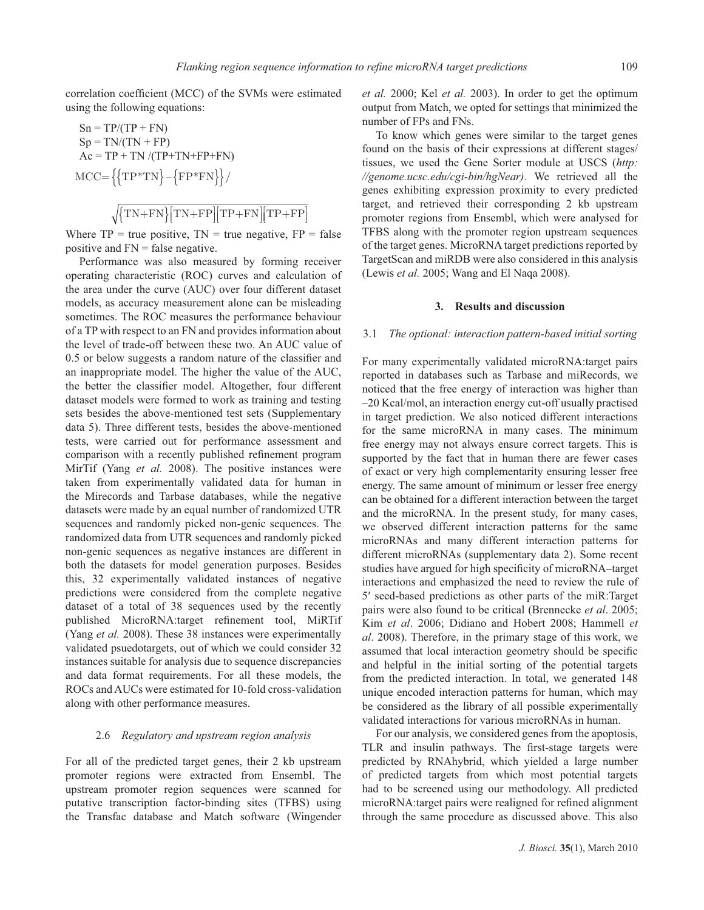correlation coefficient (MCC) of the SVMs were estimated using the following equations:

$$\text{Sn} = \text{TP}/(\text{TP} + \text{FN})$$

$$\text{Sp} = \text{TN}/(\text{TN} + \text{FP})$$

$$\text{Ac} = \text{TP} + \text{TN} /(\text{TP+TN+FP+FN})$$

$$\text{MCC}=\left\{\left\{\text{TP*TN}\right\}-\left\{\text{FP*FN}\right\}\right\}/\sqrt{\left\{\text{TN+FN}\right\}\left[\text{TN+FP}\right]\left[\text{TP+FN}\right]\left[\text{TP+FP}\right]}$$

Where TP = true positive, TN = true negative, FP = false positive and FN = false negative.

Performance was also measured by forming receiver operating characteristic (ROC) curves and calculation of the area under the curve (AUC) over four different dataset models, as accuracy measurement alone can be misleading sometimes. The ROC measures the performance behaviour of a TP with respect to an FN and provides information about the level of trade-off between these two. An AUC value of 0.5 or below suggests a random nature of the classifier and an inappropriate model. The higher the value of the AUC, the better the classifier model. Altogether, four different dataset models were formed to work as training and testing sets besides the above-mentioned test sets (Supplementary data 5). Three different tests, besides the above-mentioned tests, were carried out for performance assessment and comparison with a recently published refinement program MirTif (Yang *et al.* 2008). The positive instances were taken from experimentally validated data for human in the Mirecords and Tarbase databases, while the negative datasets were made by an equal number of randomized UTR sequences and randomly picked non-genic sequences. The randomized data from UTR sequences and randomly picked non-genic sequences as negative instances are different in both the datasets for model generation purposes. Besides this, 32 experimentally validated instances of negative predictions were considered from the complete negative dataset of a total of 38 sequences used by the recently published MicroRNA:target refinement tool, MiRTif (Yang *et al.* 2008). These 38 instances were experimentally validated psuedotargets, out of which we could consider 32 instances suitable for analysis due to sequence discrepancies and data format requirements. For all these models, the ROCs and AUCs were estimated for 10-fold cross-validation along with other performance measures.

### 2.6 *Regulatory and upstream region analysis*

For all of the predicted target genes, their 2 kb upstream promoter regions were extracted from Ensembl. The upstream promoter region sequences were scanned for putative transcription factor-binding sites (TFBS) using the Transfac database and Match software (Wingender *et al.* 2000; Kel *et al.* 2003). In order to get the optimum output from Match, we opted for settings that minimized the number of FPs and FNs.

To know which genes were similar to the target genes found on the basis of their expressions at different stages/tissues, we used the Gene Sorter module at USCS (*http://genome.ucsc.edu/cgi-bin/hgNear)*. We retrieved all the genes exhibiting expression proximity to every predicted target, and retrieved their corresponding 2 kb upstream promoter regions from Ensembl, which were analysed for TFBS along with the promoter region upstream sequences of the target genes. MicroRNA target predictions reported by TargetScan and miRDB were also considered in this analysis (Lewis *et al.* 2005; Wang and El Naqa 2008).

## 3. Results and discussion

### 3.1 *The optional: interaction pattern-based initial sorting*

For many experimentally validated microRNA:target pairs reported in databases such as Tarbase and miRecords, we noticed that the free energy of interaction was higher than –20 Kcal/mol, an interaction energy cut-off usually practised in target prediction. We also noticed different interactions for the same microRNA in many cases. The minimum free energy may not always ensure correct targets. This is supported by the fact that in human there are fewer cases of exact or very high complementarity ensuring lesser free energy. The same amount of minimum or lesser free energy can be obtained for a different interaction between the target and the microRNA. In the present study, for many cases, we observed different interaction patterns for the same microRNAs and many different interaction patterns for different microRNAs (supplementary data 2). Some recent studies have argued for high specificity of microRNA–target interactions and emphasized the need to review the rule of 5′ seed-based predictions as other parts of the miR:Target pairs were also found to be critical (Brennecke *et al*. 2005; Kim *et al*. 2006; Didiano and Hobert 2008; Hammell *et al*. 2008). Therefore, in the primary stage of this work, we assumed that local interaction geometry should be specific and helpful in the initial sorting of the potential targets from the predicted interaction. In total, we generated 148 unique encoded interaction patterns for human, which may be considered as the library of all possible experimentally validated interactions for various microRNAs in human.

For our analysis, we considered genes from the apoptosis, TLR and insulin pathways. The first-stage targets were predicted by RNAhybrid, which yielded a large number of predicted targets from which most potential targets had to be screened using our methodology. All predicted microRNA:target pairs were realigned for refined alignment through the same procedure as discussed above. This also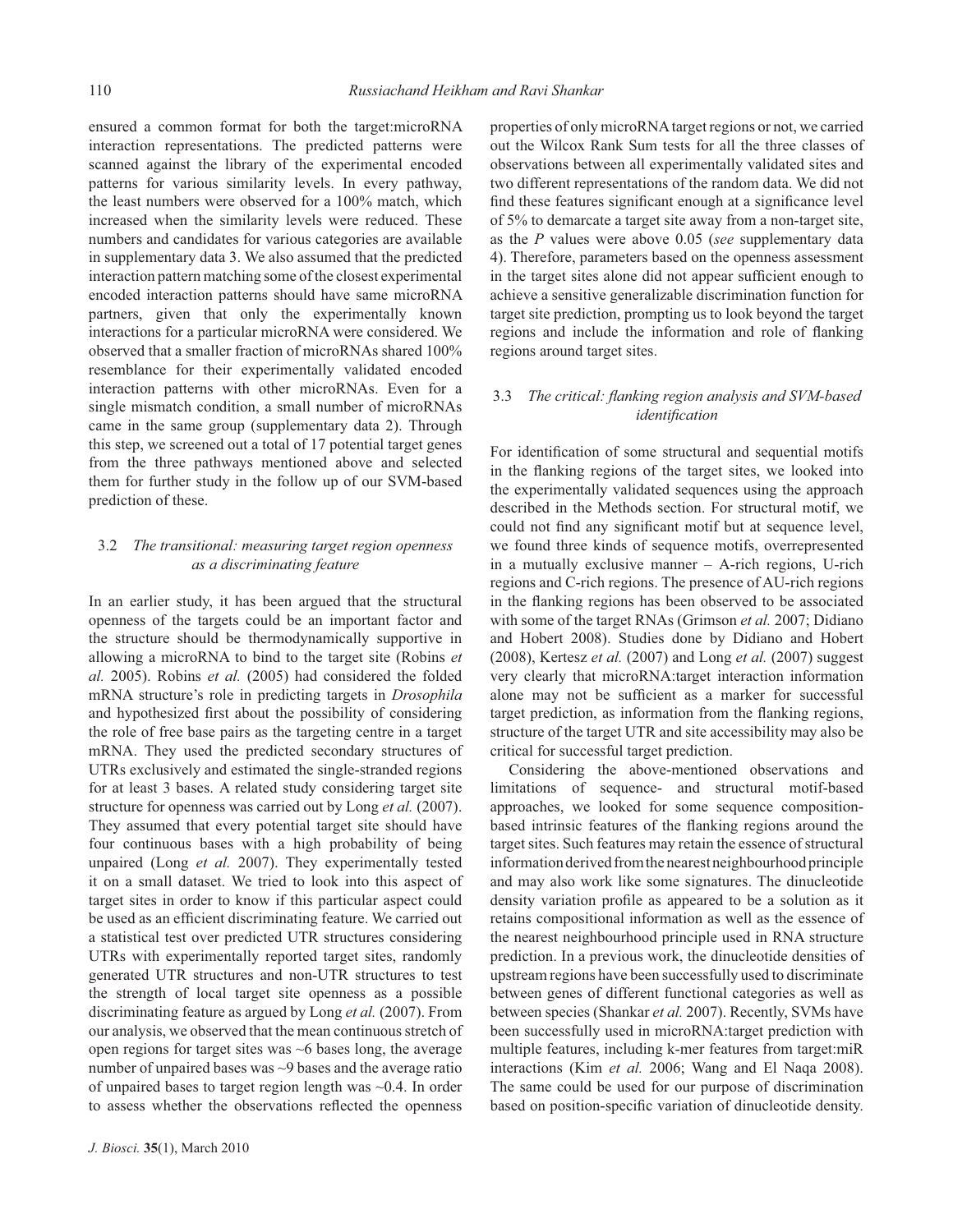ensured a common format for both the target:microRNA interaction representations. The predicted patterns were scanned against the library of the experimental encoded patterns for various similarity levels. In every pathway, the least numbers were observed for a 100% match, which increased when the similarity levels were reduced. These numbers and candidates for various categories are available in supplementary data 3. We also assumed that the predicted interaction pattern matching some of the closest experimental encoded interaction patterns should have same microRNA partners, given that only the experimentally known interactions for a particular microRNA were considered. We observed that a smaller fraction of microRNAs shared 100% resemblance for their experimentally validated encoded interaction patterns with other microRNAs. Even for a single mismatch condition, a small number of microRNAs came in the same group (supplementary data 2). Through this step, we screened out a total of 17 potential target genes from the three pathways mentioned above and selected them for further study in the follow up of our SVM-based prediction of these.

### 3.2 *The transitional: measuring target region openness as a discriminating feature*

In an earlier study, it has been argued that the structural openness of the targets could be an important factor and the structure should be thermodynamically supportive in allowing a microRNA to bind to the target site (Robins *et al.* 2005). Robins *et al.* (2005) had considered the folded mRNA structure's role in predicting targets in *Drosophila* and hypothesized first about the possibility of considering the role of free base pairs as the targeting centre in a target mRNA. They used the predicted secondary structures of UTRs exclusively and estimated the single-stranded regions for at least 3 bases. A related study considering target site structure for openness was carried out by Long *et al.* (2007). They assumed that every potential target site should have four continuous bases with a high probability of being unpaired (Long *et al.* 2007). They experimentally tested it on a small dataset. We tried to look into this aspect of target sites in order to know if this particular aspect could be used as an efficient discriminating feature. We carried out a statistical test over predicted UTR structures considering UTRs with experimentally reported target sites, randomly generated UTR structures and non-UTR structures to test the strength of local target site openness as a possible discriminating feature as argued by Long *et al.* (2007). From our analysis, we observed that the mean continuous stretch of open regions for target sites was ~6 bases long, the average number of unpaired bases was ~9 bases and the average ratio of unpaired bases to target region length was ~0.4. In order to assess whether the observations reflected the openness properties of only microRNA target regions or not, we carried out the Wilcox Rank Sum tests for all the three classes of observations between all experimentally validated sites and two different representations of the random data. We did not find these features significant enough at a significance level of 5% to demarcate a target site away from a non-target site, as the *P* values were above 0.05 (*see* supplementary data 4). Therefore, parameters based on the openness assessment in the target sites alone did not appear sufficient enough to achieve a sensitive generalizable discrimination function for target site prediction, prompting us to look beyond the target regions and include the information and role of flanking regions around target sites.

### 3.3 *The critical: flanking region analysis and SVM-based identification*

For identification of some structural and sequential motifs in the flanking regions of the target sites, we looked into the experimentally validated sequences using the approach described in the Methods section. For structural motif, we could not find any significant motif but at sequence level, we found three kinds of sequence motifs, overrepresented in a mutually exclusive manner – A-rich regions, U-rich regions and C-rich regions. The presence of AU-rich regions in the flanking regions has been observed to be associated with some of the target RNAs (Grimson *et al.* 2007; Didiano and Hobert 2008). Studies done by Didiano and Hobert (2008), Kertesz *et al.* (2007) and Long *et al.* (2007) suggest very clearly that microRNA:target interaction information alone may not be sufficient as a marker for successful target prediction, as information from the flanking regions, structure of the target UTR and site accessibility may also be critical for successful target prediction.

Considering the above-mentioned observations and limitations of sequence- and structural motif-based approaches, we looked for some sequence composition-based intrinsic features of the flanking regions around the target sites. Such features may retain the essence of structural information derived from the nearest neighbourhood principle and may also work like some signatures. The dinucleotide density variation profile as appeared to be a solution as it retains compositional information as well as the essence of the nearest neighbourhood principle used in RNA structure prediction. In a previous work, the dinucleotide densities of upstream regions have been successfully used to discriminate between genes of different functional categories as well as between species (Shankar *et al.* 2007). Recently, SVMs have been successfully used in microRNA:target prediction with multiple features, including k-mer features from target:miR interactions (Kim *et al.* 2006; Wang and El Naqa 2008). The same could be used for our purpose of discrimination based on position-specific variation of dinucleotide density.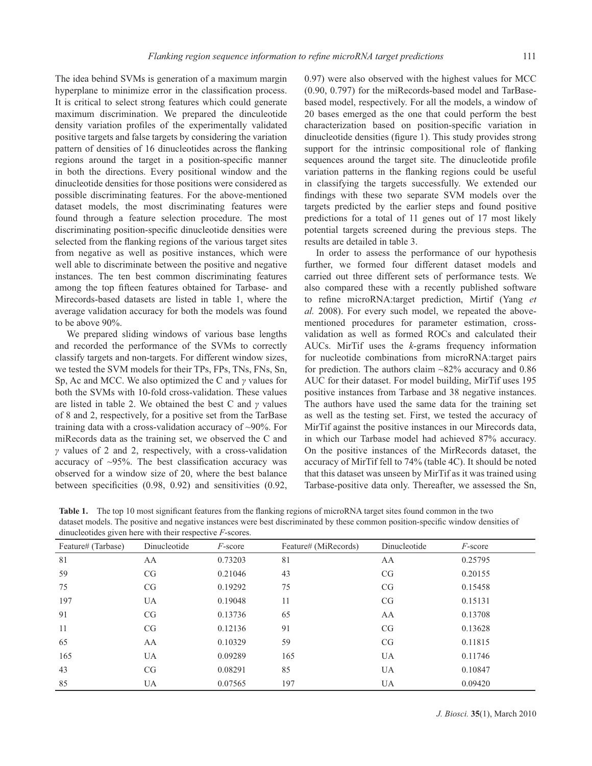The idea behind SVMs is generation of a maximum margin hyperplane to minimize error in the classification process. It is critical to select strong features which could generate maximum discrimination. We prepared the dinculeotide density variation profiles of the experimentally validated positive targets and false targets by considering the variation pattern of densities of 16 dinucleotides across the flanking regions around the target in a position-specific manner in both the directions. Every positional window and the dinucleotide densities for those positions were considered as possible discriminating features. For the above-mentioned dataset models, the most discriminating features were found through a feature selection procedure. The most discriminating position-specific dinucleotide densities were selected from the flanking regions of the various target sites from negative as well as positive instances, which were well able to discriminate between the positive and negative instances. The ten best common discriminating features among the top fifteen features obtained for Tarbase- and Mirecords-based datasets are listed in table 1, where the average validation accuracy for both the models was found to be above 90%.

We prepared sliding windows of various base lengths and recorded the performance of the SVMs to correctly classify targets and non-targets. For different window sizes, we tested the SVM models for their TPs, FPs, TNs, FNs, Sn, Sp, Ac and MCC. We also optimized the C and $\gamma$ values for both the SVMs with 10-fold cross-validation. These values are listed in table 2. We obtained the best C and $\gamma$ values of 8 and 2, respectively, for a positive set from the TarBase training data with a cross-validation accuracy of ~90%. For miRecords data as the training set, we observed the C and $\gamma$ values of 2 and 2, respectively, with a cross-validation accuracy of ~95%. The best classification accuracy was observed for a window size of 20, where the best balance between specificities (0.98, 0.92) and sensitivities (0.92, 0.97) were also observed with the highest values for MCC (0.90, 0.797) for the miRecords-based model and TarBase-based model, respectively. For all the models, a window of 20 bases emerged as the one that could perform the best characterization based on position-specific variation in dinucleotide densities (figure 1). This study provides strong support for the intrinsic compositional role of flanking sequences around the target site. The dinucleotide profile variation patterns in the flanking regions could be useful in classifying the targets successfully. We extended our findings with these two separate SVM models over the targets predicted by the earlier steps and found positive predictions for a total of 11 genes out of 17 most likely potential targets screened during the previous steps. The results are detailed in table 3.

In order to assess the performance of our hypothesis further, we formed four different dataset models and carried out three different sets of performance tests. We also compared these with a recently published software to refine microRNA:target prediction, Mirtif (Yang *et al.* 2008). For every such model, we repeated the above-mentioned procedures for parameter estimation, cross-validation as well as formed ROCs and calculated their AUCs. MirTif uses the *k*-grams frequency information for nucleotide combinations from microRNA:target pairs for prediction. The authors claim ~82% accuracy and 0.86 AUC for their dataset. For model building, MirTif uses 195 positive instances from Tarbase and 38 negative instances. The authors have used the same data for the training set as well as the testing set. First, we tested the accuracy of MirTif against the positive instances in our Mirecords data, in which our Tarbase model had achieved 87% accuracy. On the positive instances of the MirRecords dataset, the accuracy of MirTif fell to 74% (table 4C). It should be noted that this dataset was unseen by MirTif as it was trained using Tarbase-positive data only. Thereafter, we assessed the Sn,

**Table 1.** The top 10 most significant features from the flanking regions of microRNA target sites found common in the two dataset models. The positive and negative instances were best discriminated by these common position-specific window densities of dinucleotides given here with their respective *F*-scores.

| Feature# (Tarbase) | Dinucleotide | *F*-score | Feature# (MiRecords) | Dinucleotide | *F*-score |
|---|---|---|---|---|---|
| 81 | AA | 0.73203 | 81 | AA | 0.25795 |
| 59 | CG | 0.21046 | 43 | CG | 0.20155 |
| 75 | CG | 0.19292 | 75 | CG | 0.15458 |
| 197 | UA | 0.19048 | 11 | CG | 0.15131 |
| 91 | CG | 0.13736 | 65 | AA | 0.13708 |
| 11 | CG | 0.12136 | 91 | CG | 0.13628 |
| 65 | AA | 0.10329 | 59 | CG | 0.11815 |
| 165 | UA | 0.09289 | 165 | UA | 0.11746 |
| 43 | CG | 0.08291 | 85 | UA | 0.10847 |
| 85 | UA | 0.07565 | 197 | UA | 0.09420 |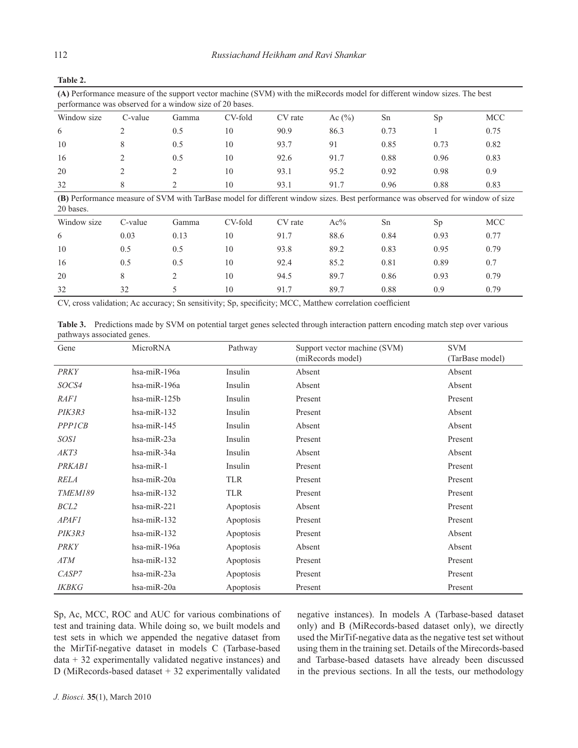**Table 2.**

**(A)** Performance measure of the support vector machine (SVM) with the miRecords model for different window sizes. The best performance was observed for a window size of 20 bases.

| Window size | C-value | Gamma | CV-fold | CV rate | Ac (%) | Sn | Sp | MCC |
|---|---|---|---|---|---|---|---|---|
| 6 | 2 | 0.5 | 10 | 90.9 | 86.3 | 0.73 | 1 | 0.75 |
| 10 | 8 | 0.5 | 10 | 93.7 | 91 | 0.85 | 0.73 | 0.82 |
| 16 | 2 | 0.5 | 10 | 92.6 | 91.7 | 0.88 | 0.96 | 0.83 |
| 20 | 2 | 2 | 10 | 93.1 | 95.2 | 0.92 | 0.98 | 0.9 |
| 32 | 8 | 2 | 10 | 93.1 | 91.7 | 0.96 | 0.88 | 0.83 |

**(B)** Performance measure of SVM with TarBase model for different window sizes. Best performance was observed for window of size 20 bases.

| Window size | C-value | Gamma | CV-fold | CV rate | Ac% | Sn | Sp | MCC |
|---|---|---|---|---|---|---|---|---|
| 6 | 0.03 | 0.13 | 10 | 91.7 | 88.6 | 0.84 | 0.93 | 0.77 |
| 10 | 0.5 | 0.5 | 10 | 93.8 | 89.2 | 0.83 | 0.95 | 0.79 |
| 16 | 0.5 | 0.5 | 10 | 92.4 | 85.2 | 0.81 | 0.89 | 0.7 |
| 20 | 8 | 2 | 10 | 94.5 | 89.7 | 0.86 | 0.93 | 0.79 |
| 32 | 32 | 5 | 10 | 91.7 | 89.7 | 0.88 | 0.9 | 0.79 |

CV, cross validation; Ac accuracy; Sn sensitivity; Sp, specificity; MCC, Matthew correlation coefficient

**Table 3.** Predictions made by SVM on potential target genes selected through interaction pattern encoding match step over various pathways associated genes.

| Gene | MicroRNA | Pathway | Support vector machine (SVM) (miRecords model) | SVM (TarBase model) |
|---|---|---|---|---|
| *PRKY* | hsa-miR-196a | Insulin | Absent | Absent |
| *SOCS4* | hsa-miR-196a | Insulin | Absent | Absent |
| *RAF1* | hsa-miR-125b | Insulin | Present | Present |
| *PIK3R3* | hsa-miR-132 | Insulin | Present | Absent |
| *PPP1CB* | hsa-miR-145 | Insulin | Absent | Absent |
| *SOS1* | hsa-miR-23a | Insulin | Present | Present |
| *AKT3* | hsa-miR-34a | Insulin | Absent | Absent |
| *PRKAB1* | hsa-miR-1 | Insulin | Present | Present |
| *RELA* | hsa-miR-20a | TLR | Present | Present |
| *TMEM189* | hsa-miR-132 | TLR | Present | Present |
| *BCL2* | hsa-miR-221 | Apoptosis | Absent | Present |
| *APAF1* | hsa-miR-132 | Apoptosis | Present | Present |
| *PIK3R3* | hsa-miR-132 | Apoptosis | Present | Absent |
| *PRKY* | hsa-miR-196a | Apoptosis | Absent | Absent |
| *ATM* | hsa-miR-132 | Apoptosis | Present | Present |
| *CASP7* | hsa-miR-23a | Apoptosis | Present | Present |
| *IKBKG* | hsa-miR-20a | Apoptosis | Present | Present |

Sp, Ac, MCC, ROC and AUC for various combinations of test and training data. While doing so, we built models and test sets in which we appended the negative dataset from the MirTif-negative dataset in models C (Tarbase-based data + 32 experimentally validated negative instances) and D (MiRecords-based dataset + 32 experimentally validated negative instances). In models A (Tarbase-based dataset only) and B (MiRecords-based dataset only), we directly used the MirTif-negative data as the negative test set without using them in the training set. Details of the Mirecords-based and Tarbase-based datasets have already been discussed in the previous sections. In all the tests, our methodology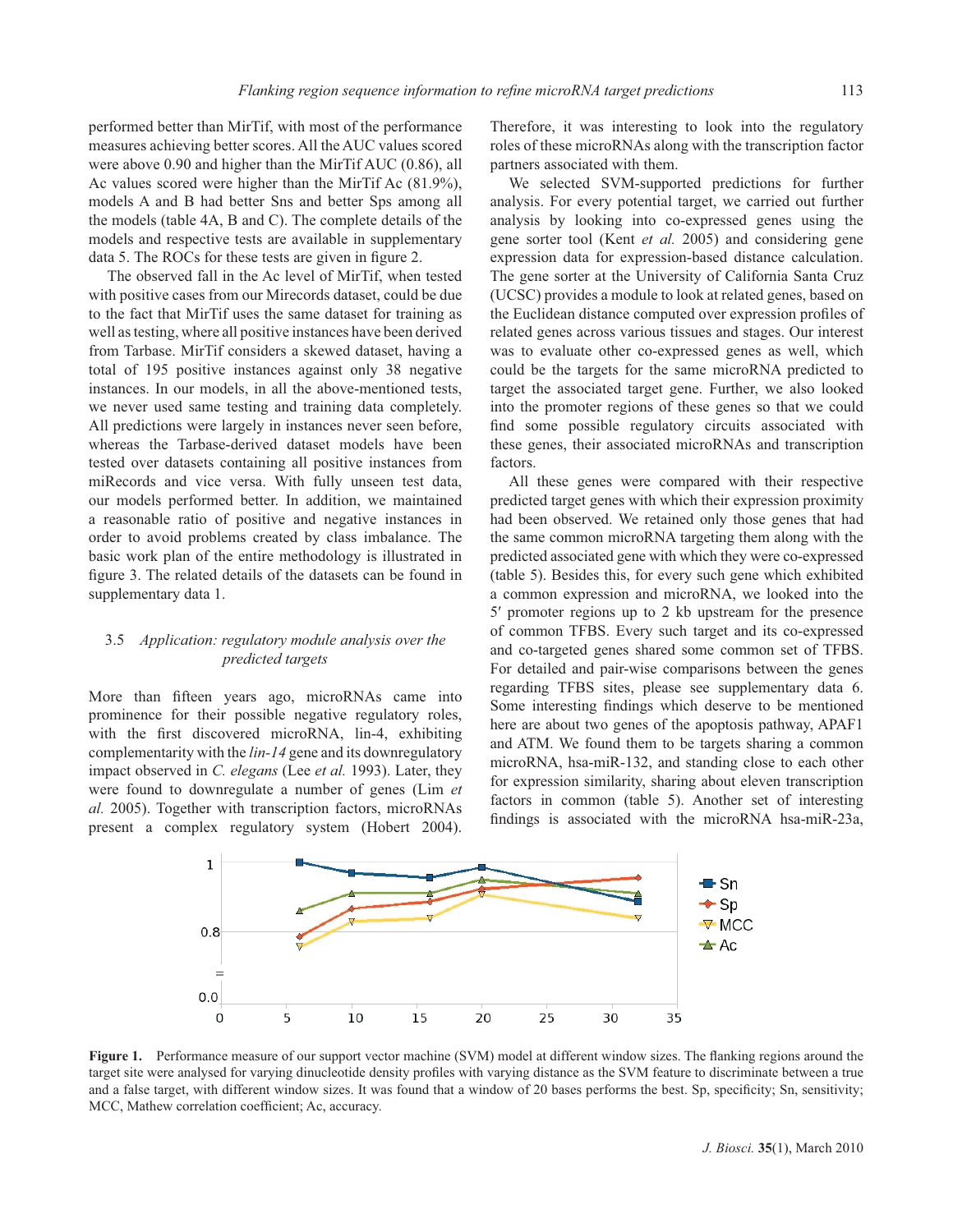performed better than MirTif, with most of the performance measures achieving better scores. All the AUC values scored were above 0.90 and higher than the MirTif AUC (0.86), all Ac values scored were higher than the MirTif Ac (81.9%), models A and B had better Sns and better Sps among all the models (table 4A, B and C). The complete details of the models and respective tests are available in supplementary data 5. The ROCs for these tests are given in figure 2.

The observed fall in the Ac level of MirTif, when tested with positive cases from our Mirecords dataset, could be due to the fact that MirTif uses the same dataset for training as well as testing, where all positive instances have been derived from Tarbase. MirTif considers a skewed dataset, having a total of 195 positive instances against only 38 negative instances. In our models, in all the above-mentioned tests, we never used same testing and training data completely. All predictions were largely in instances never seen before, whereas the Tarbase-derived dataset models have been tested over datasets containing all positive instances from miRecords and vice versa. With fully unseen test data, our models performed better. In addition, we maintained a reasonable ratio of positive and negative instances in order to avoid problems created by class imbalance. The basic work plan of the entire methodology is illustrated in figure 3. The related details of the datasets can be found in supplementary data 1.

### 3.5 *Application: regulatory module analysis over the predicted targets*

More than fifteen years ago, microRNAs came into prominence for their possible negative regulatory roles, with the first discovered microRNA, lin-4, exhibiting complementarity with the *lin-14* gene and its downregulatory impact observed in *C. elegans* (Lee *et al.* 1993). Later, they were found to downregulate a number of genes (Lim *et al.* 2005). Together with transcription factors, microRNAs present a complex regulatory system (Hobert 2004). Therefore, it was interesting to look into the regulatory roles of these microRNAs along with the transcription factor partners associated with them.

We selected SVM-supported predictions for further analysis. For every potential target, we carried out further analysis by looking into co-expressed genes using the gene sorter tool (Kent *et al.* 2005) and considering gene expression data for expression-based distance calculation. The gene sorter at the University of California Santa Cruz (UCSC) provides a module to look at related genes, based on the Euclidean distance computed over expression profiles of related genes across various tissues and stages. Our interest was to evaluate other co-expressed genes as well, which could be the targets for the same microRNA predicted to target the associated target gene. Further, we also looked into the promoter regions of these genes so that we could find some possible regulatory circuits associated with these genes, their associated microRNAs and transcription factors.

All these genes were compared with their respective predicted target genes with which their expression proximity had been observed. We retained only those genes that had the same common microRNA targeting them along with the predicted associated gene with which they were co-expressed (table 5). Besides this, for every such gene which exhibited a common expression and microRNA, we looked into the 5′ promoter regions up to 2 kb upstream for the presence of common TFBS. Every such target and its co-expressed and co-targeted genes shared some common set of TFBS. For detailed and pair-wise comparisons between the genes regarding TFBS sites, please see supplementary data 6. Some interesting findings which deserve to be mentioned here are about two genes of the apoptosis pathway, APAF1 and ATM. We found them to be targets sharing a common microRNA, hsa-miR-132, and standing close to each other for expression similarity, sharing about eleven transcription factors in common (table 5). Another set of interesting findings is associated with the microRNA hsa-miR-23a,

**Figure 1.** Performance measure of our support vector machine (SVM) model at different window sizes. The flanking regions around the target site were analysed for varying dinucleotide density profiles with varying distance as the SVM feature to discriminate between a true and a false target, with different window sizes. It was found that a window of 20 bases performs the best. Sp, specificity; Sn, sensitivity; MCC, Mathew correlation coefficient; Ac, accuracy.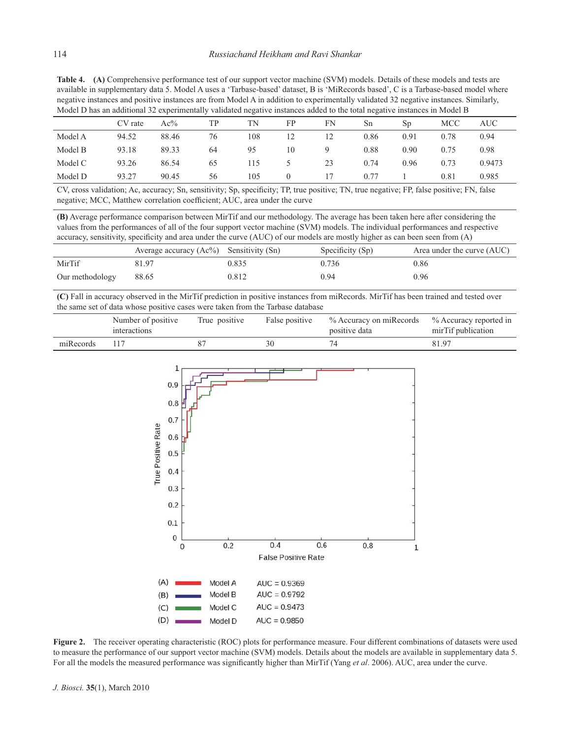**Table 4.** **(A)** Comprehensive performance test of our support vector machine (SVM) models. Details of these models and tests are available in supplementary data 5. Model A uses a 'Tarbase-based' dataset, B is 'MiRecords based', C is a Tarbase-based model where negative instances and positive instances are from Model A in addition to experimentally validated 32 negative instances. Similarly, Model D has an additional 32 experimentally validated negative instances added to the total negative instances in Model B

| | CV rate | Ac% | TP | TN | FP | FN | Sn | Sp | MCC | AUC |
|---|---|---|---|---|---|---|---|---|---|---|
| Model A | 94.52 | 88.46 | 76 | 108 | 12 | 12 | 0.86 | 0.91 | 0.78 | 0.94 |
| Model B | 93.18 | 89.33 | 64 | 95 | 10 | 9 | 0.88 | 0.90 | 0.75 | 0.98 |
| Model C | 93.26 | 86.54 | 65 | 115 | 5 | 23 | 0.74 | 0.96 | 0.73 | 0.9473 |
| Model D | 93.27 | 90.45 | 56 | 105 | 0 | 17 | 0.77 | 1 | 0.81 | 0.985 |

CV, cross validation; Ac, accuracy; Sn, sensitivity; Sp, specificity; TP, true positive; TN, true negative; FP, false positive; FN, false negative; MCC, Matthew correlation coefficient; AUC, area under the curve

**(B)** Average performance comparison between MirTif and our methodology. The average has been taken here after considering the values from the performances of all of the four support vector machine (SVM) models. The individual performances and respective accuracy, sensitivity, specificity and area under the curve (AUC) of our models are mostly higher as can been seen from (A)

| | Average accuracy (Ac%) | Sensitivity (Sn) | Specificity (Sp) | Area under the curve (AUC) |
|---|---|---|---|---|
| MirTif | 81.97 | 0.835 | 0.736 | 0.86 |
| Our methodology | 88.65 | 0.812 | 0.94 | 0.96 |

**(C)** Fall in accuracy observed in the MirTif prediction in positive instances from miRecords. MirTif has been trained and tested over the same set of data whose positive cases were taken from the Tarbase database

| | Number of positive interactions | True positive | False positive | % Accuracy on miRecords positive data | % Accuracy reported in mirTif publication |
|---|---|---|---|---|---|
| miRecords | 117 | 87 | 30 | 74 | 81.97 |

(A) Model A AUC = 0.9369
(B) Model B AUC = 0.9792
(C) Model C AUC = 0.9473
(D) Model D AUC = 0.9850

**Figure 2.** The receiver operating characteristic (ROC) plots for performance measure. Four different combinations of datasets were used to measure the performance of our support vector machine (SVM) models. Details about the models are available in supplementary data 5. For all the models the measured performance was significantly higher than MirTif (Yang *et al*. 2006). AUC, area under the curve.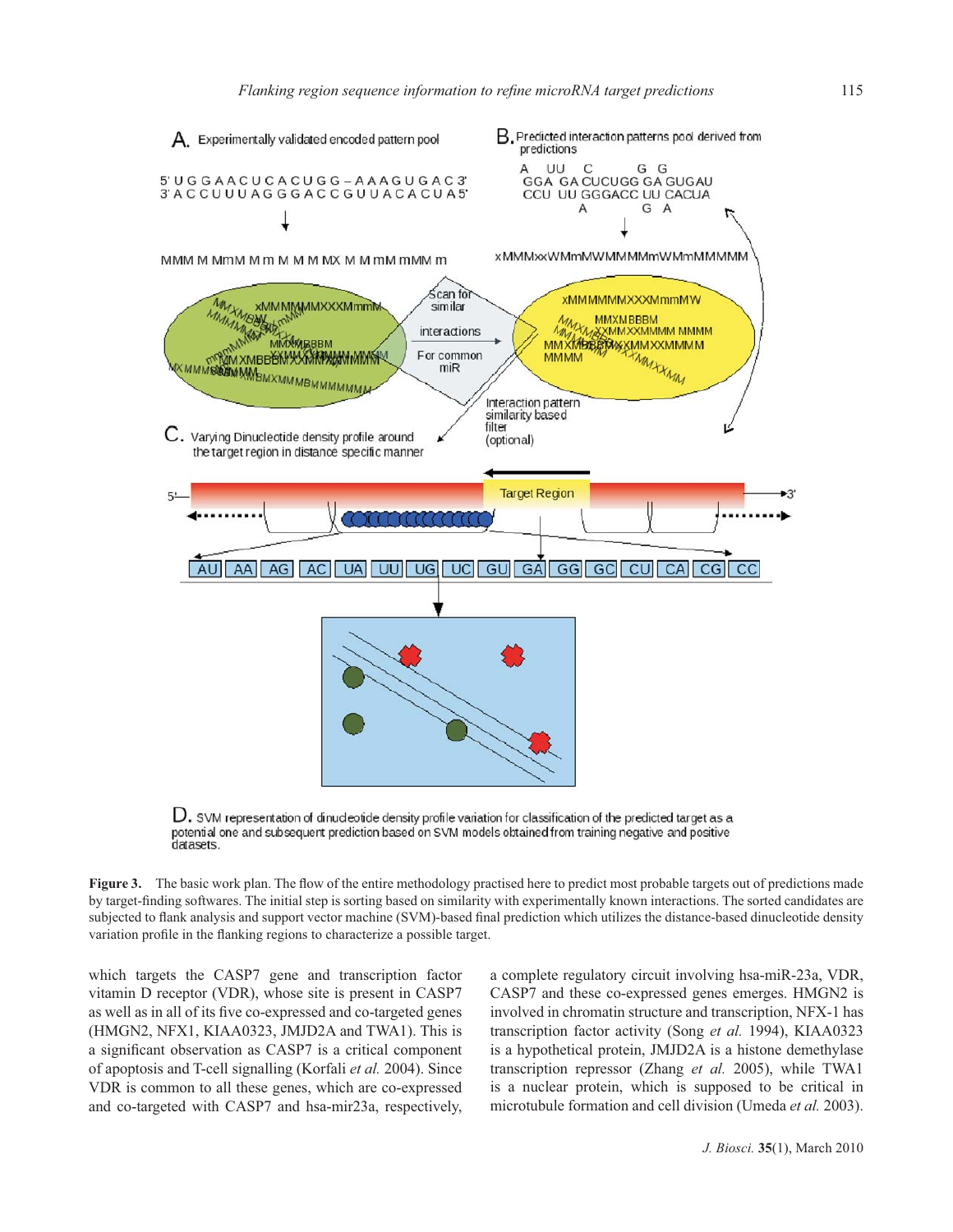**Figure 3.** The basic work plan. The flow of the entire methodology practised here to predict most probable targets out of predictions made by target-finding softwares. The initial step is sorting based on similarity with experimentally known interactions. The sorted candidates are subjected to flank analysis and support vector machine (SVM)-based final prediction which utilizes the distance-based dinucleotide density variation profile in the flanking regions to characterize a possible target.

which targets the CASP7 gene and transcription factor vitamin D receptor (VDR), whose site is present in CASP7 as well as in all of its five co-expressed and co-targeted genes (HMGN2, NFX1, KIAA0323, JMJD2A and TWA1). This is a significant observation as CASP7 is a critical component of apoptosis and T-cell signalling (Korfali *et al.* 2004). Since VDR is common to all these genes, which are co-expressed and co-targeted with CASP7 and hsa-mir23a, respectively, a complete regulatory circuit involving hsa-miR-23a, VDR, CASP7 and these co-expressed genes emerges. HMGN2 is involved in chromatin structure and transcription, NFX-1 has transcription factor activity (Song *et al.* 1994), KIAA0323 is a hypothetical protein, JMJD2A is a histone demethylase transcription repressor (Zhang *et al.* 2005), while TWA1 is a nuclear protein, which is supposed to be critical in microtubule formation and cell division (Umeda *et al.* 2003).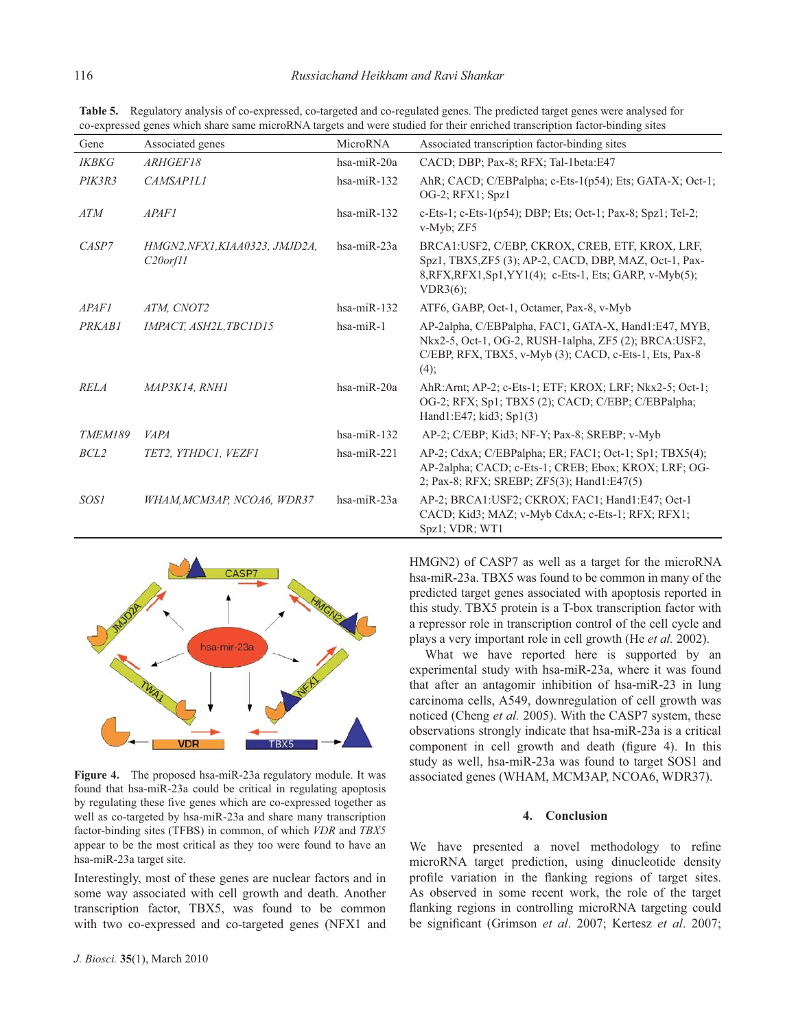**Table 5.** Regulatory analysis of co-expressed, co-targeted and co-regulated genes. The predicted target genes were analysed for co-expressed genes which share same microRNA targets and were studied for their enriched transcription factor-binding sites

| Gene | Associated genes | MicroRNA | Associated transcription factor-binding sites |
|---|---|---|---|
| *IKBKG* | *ARHGEF18* | hsa-miR-20a | CACD; DBP; Pax-8; RFX; Tal-1beta:E47 |
| *PIK3R3* | *CAMSAP1L1* | hsa-miR-132 | AhR; CACD; C/EBPalpha; c-Ets-1(p54); Ets; GATA-X; Oct-1; OG-2; RFX1; Spz1 |
| *ATM* | *APAF1* | hsa-miR-132 | c-Ets-1; c-Ets-1(p54); DBP; Ets; Oct-1; Pax-8; Spz1; Tel-2; v-Myb; ZF5 |
| *CASP7* | *HMGN2,NFX1,KIAA0323, JMJD2A, C20orf11* | hsa-miR-23a | BRCA1:USF2, C/EBP, CKROX, CREB, ETF, KROX, LRF, Spz1, TBX5,ZF5 (3); AP-2, CACD, DBP, MAZ, Oct-1, Pax-8,RFX,RFX1,Sp1,YY1(4); c-Ets-1, Ets; GARP, v-Myb(5); VDR3(6); |
| *APAF1* | *ATM, CNOT2* | hsa-miR-132 | ATF6, GABP, Oct-1, Octamer, Pax-8, v-Myb |
| *PRKAB1* | *IMPACT, ASH2L,TBC1D15* | hsa-miR-1 | AP-2alpha, C/EBPalpha, FAC1, GATA-X, Hand1:E47, MYB, Nkx2-5, Oct-1, OG-2, RUSH-1alpha, ZF5 (2); BRCA:USF2, C/EBP, RFX, TBX5, v-Myb (3); CACD, c-Ets-1, Ets, Pax-8 (4); |
| *RELA* | *MAP3K14, RNH1* | hsa-miR-20a | AhR:Arnt; AP-2; c-Ets-1; ETF; KROX; LRF; Nkx2-5; Oct-1; OG-2; RFX; Sp1; TBX5 (2); CACD; C/EBP; C/EBPalpha; Hand1:E47; kid3; Sp1(3) |
| *TMEM189* | *VAPA* | hsa-miR-132 | AP-2; C/EBP; Kid3; NF-Y; Pax-8; SREBP; v-Myb |
| *BCL2* | *TET2, YTHDC1, VEZF1* | hsa-miR-221 | AP-2; CdxA; C/EBPalpha; ER; FAC1; Oct-1; Sp1; TBX5(4); AP-2alpha; CACD; c-Ets-1; CREB; Ebox; KROX; LRF; OG-2; Pax-8; RFX; SREBP; ZF5(3); Hand1:E47(5) |
| *SOS1* | *WHAM,MCM3AP, NCOA6, WDR37* | hsa-miR-23a | AP-2; BRCA1:USF2; CKROX; FAC1; Hand1:E47; Oct-1 CACD; Kid3; MAZ; v-Myb CdxA; c-Ets-1; RFX; RFX1; Spz1; VDR; WT1 |

**Figure 4.** The proposed hsa-miR-23a regulatory module. It was found that hsa-miR-23a could be critical in regulating apoptosis by regulating these five genes which are co-expressed together as well as co-targeted by hsa-miR-23a and share many transcription factor-binding sites (TFBS) in common, of which *VDR* and *TBX5* appear to be the most critical as they too were found to have an hsa-miR-23a target site.

Interestingly, most of these genes are nuclear factors and in some way associated with cell growth and death. Another transcription factor, TBX5, was found to be common with two co-expressed and co-targeted genes (NFX1 and HMGN2) of CASP7 as well as a target for the microRNA hsa-miR-23a. TBX5 was found to be common in many of the predicted target genes associated with apoptosis reported in this study. TBX5 protein is a T-box transcription factor with a repressor role in transcription control of the cell cycle and plays a very important role in cell growth (He *et al.* 2002).

What we have reported here is supported by an experimental study with hsa-miR-23a, where it was found that after an antagomir inhibition of hsa-miR-23 in lung carcinoma cells, A549, downregulation of cell growth was noticed (Cheng *et al.* 2005). With the CASP7 system, these observations strongly indicate that hsa-miR-23a is a critical component in cell growth and death (figure 4). In this study as well, hsa-miR-23a was found to target SOS1 and associated genes (WHAM, MCM3AP, NCOA6, WDR37).

## 4. Conclusion

We have presented a novel methodology to refine microRNA target prediction, using dinucleotide density profile variation in the flanking regions of target sites. As observed in some recent work, the role of the target flanking regions in controlling microRNA targeting could be significant (Grimson *et al*. 2007; Kertesz *et al*. 2007;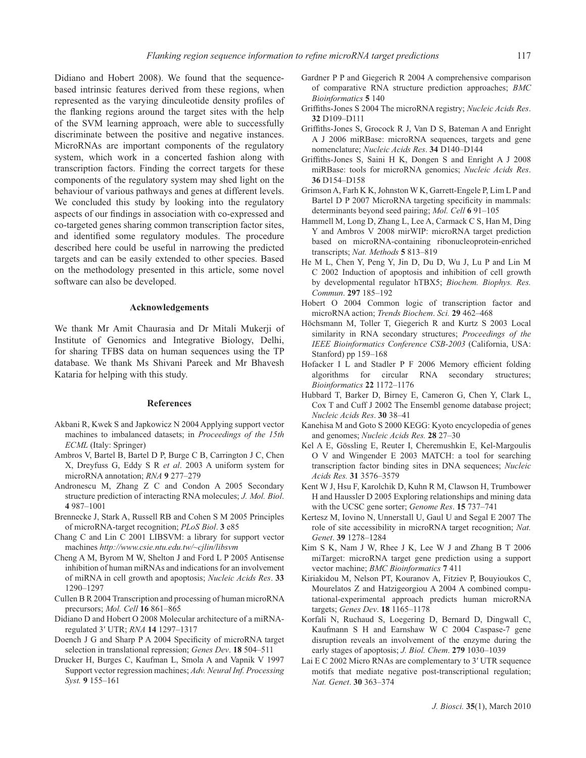Didiano and Hobert 2008). We found that the sequence-based intrinsic features derived from these regions, when represented as the varying dinculeotide density profiles of the flanking regions around the target sites with the help of the SVM learning approach, were able to successfully discriminate between the positive and negative instances. MicroRNAs are important components of the regulatory system, which work in a concerted fashion along with transcription factors. Finding the correct targets for these components of the regulatory system may shed light on the behaviour of various pathways and genes at different levels. We concluded this study by looking into the regulatory aspects of our findings in association with co-expressed and co-targeted genes sharing common transcription factor sites, and identified some regulatory modules. The procedure described here could be useful in narrowing the predicted targets and can be easily extended to other species. Based on the methodology presented in this article, some novel software can also be developed.

## Acknowledgements

We thank Mr Amit Chaurasia and Dr Mitali Mukerji of Institute of Genomics and Integrative Biology, Delhi, for sharing TFBS data on human sequences using the TP database. We thank Ms Shivani Pareek and Mr Bhavesh Kataria for helping with this study.

## References

Akbani R, Kwek S and Japkowicz N 2004 Applying support vector machines to imbalanced datasets; in *Proceedings of the 15th ECML* (Italy: Springer)

Ambros V, Bartel B, Bartel D P, Burge C B, Carrington J C, Chen X, Dreyfuss G, Eddy S R *et al*. 2003 A uniform system for microRNA annotation; *RNA* **9** 277–279

Andronescu M, Zhang Z C and Condon A 2005 Secondary structure prediction of interacting RNA molecules; *J. Mol. Biol*. **4** 987–1001

Brennecke J, Stark A, Russell RB and Cohen S M 2005 Principles of microRNA-target recognition; *PLoS Biol*. **3** e85

Chang C and Lin C 2001 LIBSVM: a library for support vector machines *http://www.csie.ntu.edu.tw/~cjlin/libsvm*

Cheng A M, Byrom M W, Shelton J and Ford L P 2005 Antisense inhibition of human miRNAs and indications for an involvement of miRNA in cell growth and apoptosis; *Nucleic Acids Res*. **33** 1290–1297

Cullen B R 2004 Transcription and processing of human microRNA precursors; *Mol. Cell* **16** 861–865

Didiano D and Hobert O 2008 Molecular architecture of a miRNA-regulated 3′ UTR; *RNA* **14** 1297–1317

Doench J G and Sharp P A 2004 Specificity of microRNA target selection in translational repression; *Genes Dev*. **18** 504–511

Drucker H, Burges C, Kaufman L, Smola A and Vapnik V 1997 Support vector regression machines; *Adv. Neural Inf. Processing Syst.* **9** 155–161

Gardner P P and Giegerich R 2004 A comprehensive comparison of comparative RNA structure prediction approaches; *BMC Bioinformatics* **5** 140

Griffiths-Jones S 2004 The microRNA registry; *Nucleic Acids Res*. **32** D109–D111

Griffiths-Jones S, Grocock R J, Van D S, Bateman A and Enright A J 2006 miRBase: microRNA sequences, targets and gene nomenclature; *Nucleic Acids Res*. **34** D140–D144

Griffiths-Jones S, Saini H K, Dongen S and Enright A J 2008 miRBase: tools for microRNA genomics; *Nucleic Acids Res*. **36** D154–D158

Grimson A, Farh K K, Johnston W K, Garrett-Engele P, Lim L P and Bartel D P 2007 MicroRNA targeting specificity in mammals: determinants beyond seed pairing; *Mol. Cell* **6** 91–105

Hammell M, Long D, Zhang L, Lee A, Carmack C S, Han M, Ding Y and Ambros V 2008 mirWIP: microRNA target prediction based on microRNA-containing ribonucleoprotein-enriched transcripts; *Nat. Methods* **5** 813–819

He M L, Chen Y, Peng Y, Jin D, Du D, Wu J, Lu P and Lin M C 2002 Induction of apoptosis and inhibition of cell growth by developmental regulator hTBX5; *Biochem. Biophys. Res. Commun*. **297** 185–192

Hobert O 2004 Common logic of transcription factor and microRNA action; *Trends Biochem*. *Sci.* **29** 462–468

Höchsmann M, Toller T, Giegerich R and Kurtz S 2003 Local similarity in RNA secondary structures; *Proceedings of the IEEE Bioinformatics Conference CSB-2003* (California, USA: Stanford) pp 159–168

Hofacker I L and Stadler P F 2006 Memory efficient folding algorithms for circular RNA secondary structures; *Bioinformatics* **22** 1172–1176

Hubbard T, Barker D, Birney E, Cameron G, Chen Y, Clark L, Cox T and Cuff J 2002 The Ensembl genome database project; *Nucleic Acids Res*. **30** 38–41

Kanehisa M and Goto S 2000 KEGG: Kyoto encyclopedia of genes and genomes; *Nucleic Acids Res.* **28** 27–30

Kel A E, Gössling E, Reuter I, Cheremushkin E, Kel-Margoulis O V and Wingender E 2003 MATCH: a tool for searching transcription factor binding sites in DNA sequences; *Nucleic Acids Res.* **31** 3576–3579

Kent W J, Hsu F, Karolchik D, Kuhn R M, Clawson H, Trumbower H and Haussler D 2005 Exploring relationships and mining data with the UCSC gene sorter; *Genome Res*. **15** 737–741

Kertesz M, Iovino N, Unnerstall U, Gaul U and Segal E 2007 The role of site accessibility in microRNA target recognition; *Nat. Genet*. **39** 1278–1284

Kim S K, Nam J W, Rhee J K, Lee W J and Zhang B T 2006 miTarget: microRNA target gene prediction using a support vector machine; *BMC Bioinformatics* **7** 411

Kiriakidou M, Nelson PT, Kouranov A, Fitziev P, Bouyioukos C, Mourelatos Z and Hatzigeorgiou A 2004 A combined computational-experimental approach predicts human microRNA targets; *Genes Dev*. **18** 1165–1178

Korfali N, Ruchaud S, Loegering D, Bernard D, Dingwall C, Kaufmann S H and Earnshaw W C 2004 Caspase-7 gene disruption reveals an involvement of the enzyme during the early stages of apoptosis; *J. Biol. Chem*. **279** 1030–1039

Lai E C 2002 Micro RNAs are complementary to 3′ UTR sequence motifs that mediate negative post-transcriptional regulation; *Nat. Genet*. **30** 363–374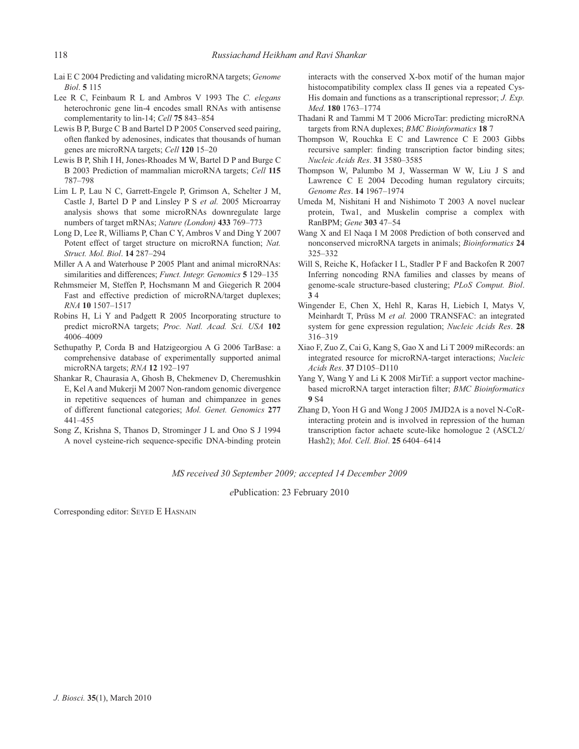Lai E C 2004 Predicting and validating microRNA targets; *Genome Biol*. **5** 115

Lee R C, Feinbaum R L and Ambros V 1993 The *C. elegans* heterochronic gene lin-4 encodes small RNAs with antisense complementarity to lin-14; *Cell* **75** 843–854

Lewis B P, Burge C B and Bartel D P 2005 Conserved seed pairing, often flanked by adenosines, indicates that thousands of human genes are microRNA targets; *Cell* **120** 15–20

Lewis B P, Shih I H, Jones-Rhoades M W, Bartel D P and Burge C B 2003 Prediction of mammalian microRNA targets; *Cell* **115** 787–798

Lim L P, Lau N C, Garrett-Engele P, Grimson A, Schelter J M, Castle J, Bartel D P and Linsley P S *et al.* 2005 Microarray analysis shows that some microRNAs downregulate large numbers of target mRNAs; *Nature (London)* **433** 769–773

Long D, Lee R, Williams P, Chan C Y, Ambros V and Ding Y 2007 Potent effect of target structure on microRNA function; *Nat. Struct. Mol. Biol*. **14** 287–294

Miller A A and Waterhouse P 2005 Plant and animal microRNAs: similarities and differences; *Funct. Integr. Genomics* **5** 129–135

Rehmsmeier M, Steffen P, Hochsmann M and Giegerich R 2004 Fast and effective prediction of microRNA/target duplexes; *RNA* **10** 1507–1517

Robins H, Li Y and Padgett R 2005 Incorporating structure to predict microRNA targets; *Proc. Natl. Acad. Sci. USA* **102** 4006–4009

Sethupathy P, Corda B and Hatzigeorgiou A G 2006 TarBase: a comprehensive database of experimentally supported animal microRNA targets; *RNA* **12** 192–197

Shankar R, Chaurasia A, Ghosh B, Chekmenev D, Cheremushkin E, Kel A and Mukerji M 2007 Non-random genomic divergence in repetitive sequences of human and chimpanzee in genes of different functional categories; *Mol. Genet. Genomics* **277** 441–455

Song Z, Krishna S, Thanos D, Strominger J L and Ono S J 1994 A novel cysteine-rich sequence-specific DNA-binding protein interacts with the conserved X-box motif of the human major histocompatibility complex class II genes via a repeated Cys-His domain and functions as a transcriptional repressor; *J. Exp. Med*. **180** 1763–1774

Thadani R and Tammi M T 2006 MicroTar: predicting microRNA targets from RNA duplexes; *BMC Bioinformatics* **18** 7

Thompson W, Rouchka E C and Lawrence C E 2003 Gibbs recursive sampler: finding transcription factor binding sites; *Nucleic Acids Res*. **31** 3580–3585

Thompson W, Palumbo M J, Wasserman W W, Liu J S and Lawrence C E 2004 Decoding human regulatory circuits; *Genome Res*. **14** 1967–1974

Umeda M, Nishitani H and Nishimoto T 2003 A novel nuclear protein, Twa1, and Muskelin comprise a complex with RanBPM; *Gene* **303** 47–54

Wang X and El Naqa I M 2008 Prediction of both conserved and nonconserved microRNA targets in animals; *Bioinformatics* **24** 325–332

Will S, Reiche K, Hofacker I L, Stadler P F and Backofen R 2007 Inferring noncoding RNA families and classes by means of genome-scale structure-based clustering; *PLoS Comput. Biol*. **3** 4

Wingender E, Chen X, Hehl R, Karas H, Liebich I, Matys V, Meinhardt T, Prüss M *et al.* 2000 TRANSFAC: an integrated system for gene expression regulation; *Nucleic Acids Res*. **28** 316–319

Xiao F, Zuo Z, Cai G, Kang S, Gao X and Li T 2009 miRecords: an integrated resource for microRNA-target interactions; *Nucleic Acids Res*. **37** D105–D110

Yang Y, Wang Y and Li K 2008 MirTif: a support vector machine-based microRNA target interaction filter; *BMC Bioinformatics* **9** S4

Zhang D, Yoon H G and Wong J 2005 JMJD2A is a novel N-CoR-interacting protein and is involved in repression of the human transcription factor achaete scute-like homologue 2 (ASCL2/Hash2); *Mol. Cell. Biol*. **25** 6404–6414

*MS received 30 September 2009; accepted 14 December 2009*

*e*Publication: 23 February 2010

Corresponding editor: Seyed E Hasnain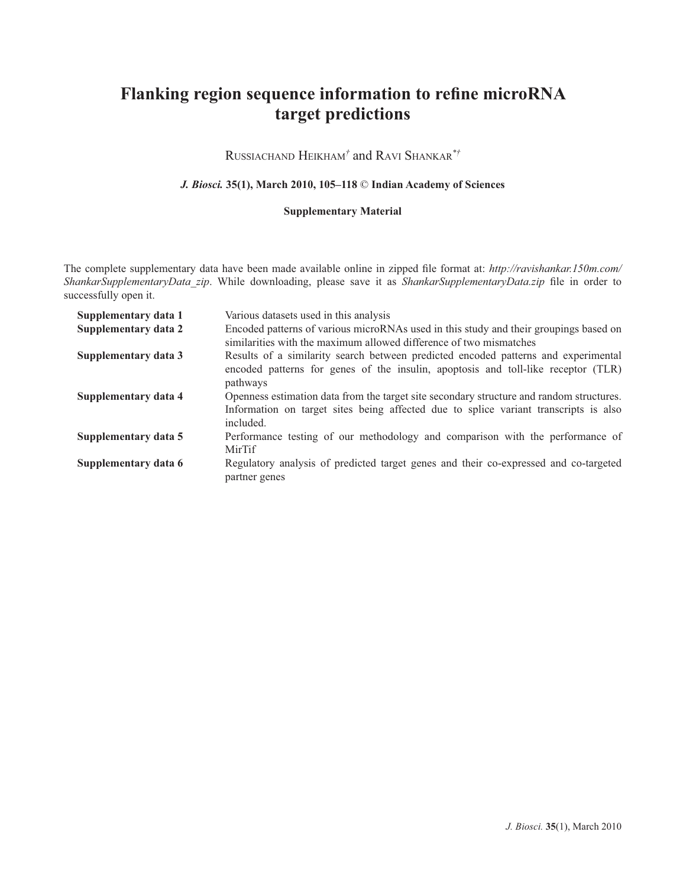# Flanking region sequence information to refine microRNA target predictions

Russiachand Heikham[†] and Ravi Shankar[*†]

***J. Biosci.* 35(1), March 2010, 105–118 © Indian Academy of Sciences**

**Supplementary Material**

The complete supplementary data have been made available online in zipped file format at: *http://ravishankar.150m.com/ShankarSupplementaryData_zip*. While downloading, please save it as *ShankarSupplementaryData.zip* file in order to successfully open it.

| | |
|---|---|
| **Supplementary data 1** | Various datasets used in this analysis |
| **Supplementary data 2** | Encoded patterns of various microRNAs used in this study and their groupings based on similarities with the maximum allowed difference of two mismatches |
| **Supplementary data 3** | Results of a similarity search between predicted encoded patterns and experimental encoded patterns for genes of the insulin, apoptosis and toll-like receptor (TLR) pathways |
| **Supplementary data 4** | Openness estimation data from the target site secondary structure and random structures. Information on target sites being affected due to splice variant transcripts is also included. |
| **Supplementary data 5** | Performance testing of our methodology and comparison with the performance of MirTif |
| **Supplementary data 6** | Regulatory analysis of predicted target genes and their co-expressed and co-targeted partner genes |